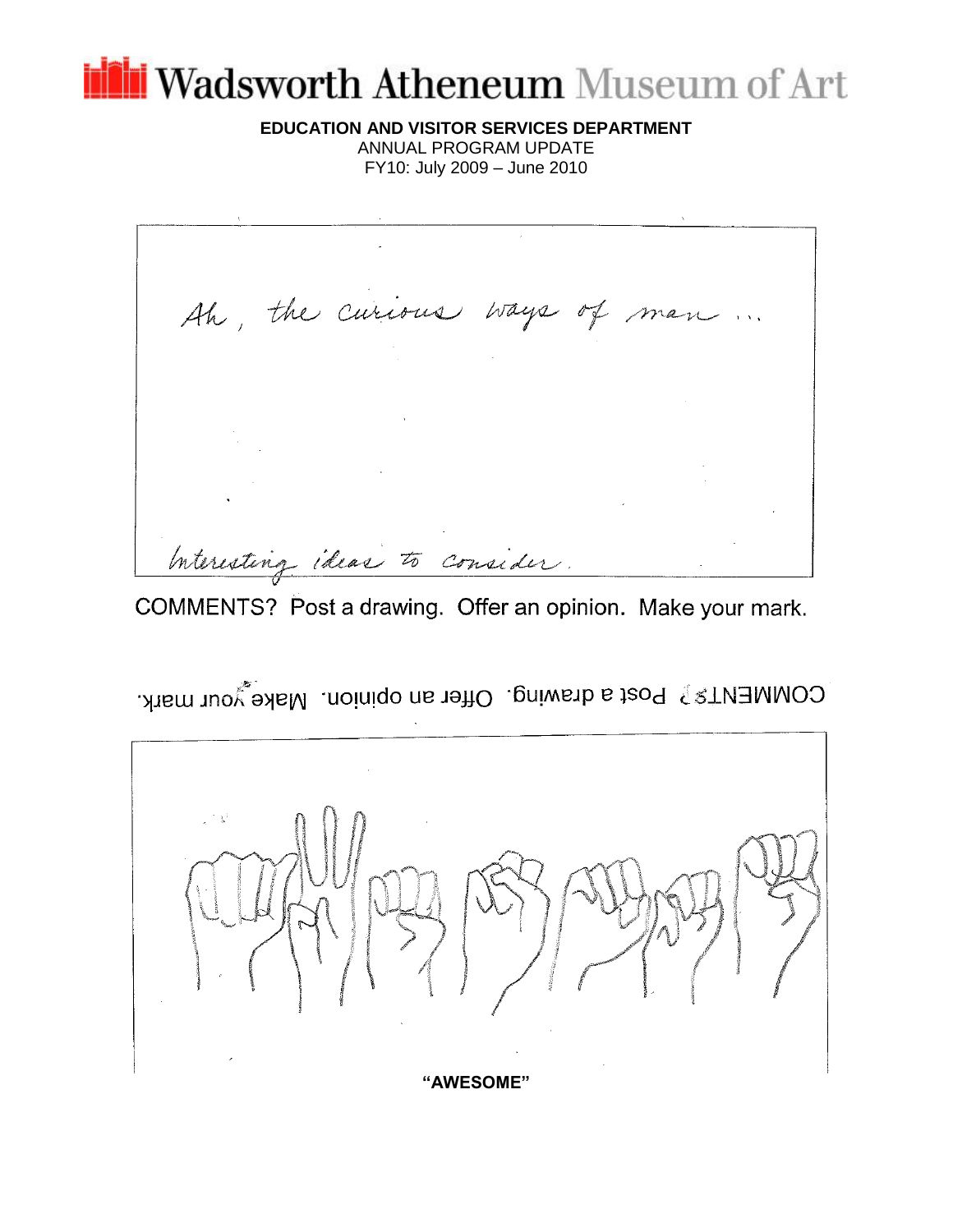# Wadsworth Atheneum Museum of Art

**EDUCATION AND VISITOR SERVICES DEPARTMENT**

ANNUAL PROGRAM UPDATE

FY10: July 2009 – June 2010

Ah, the curious ways of man ...

Interesting ideas to consider.

COMMENTS? Post a drawing. Offer an opinion. Make your mark.

COMMENTS? Post a drawing. Offer an opinion. Make your mark.

**"AWESOME"**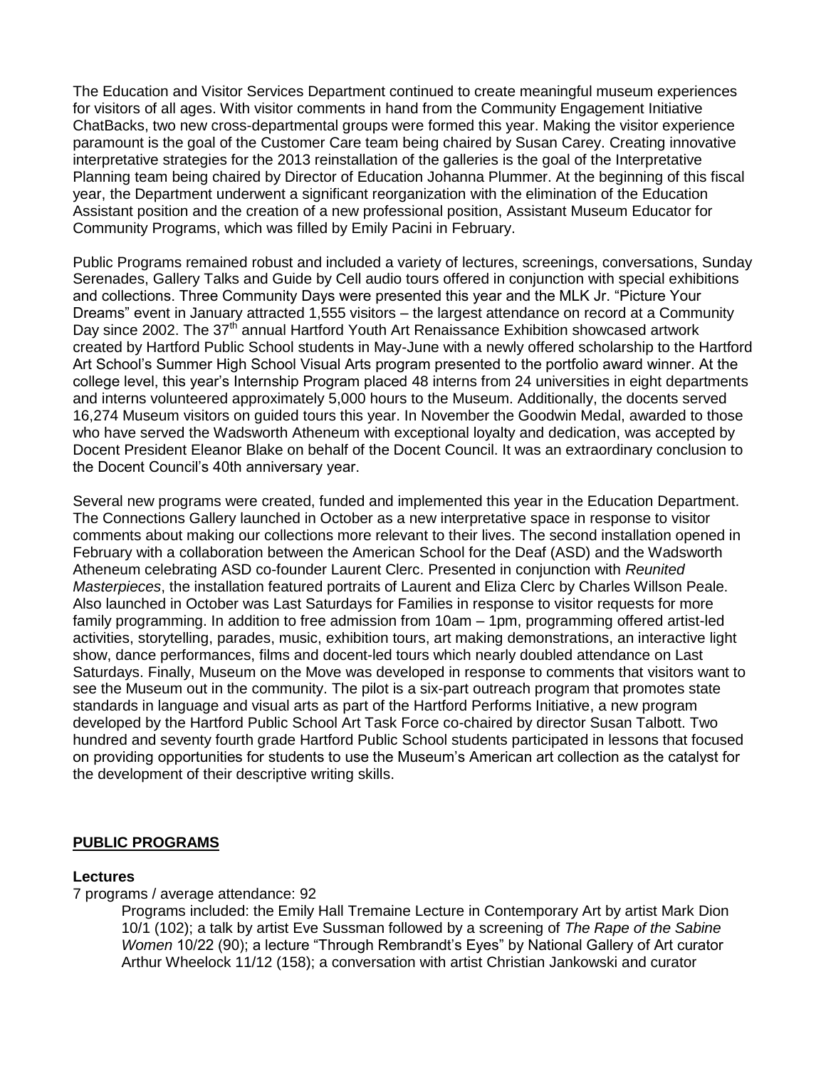The Education and Visitor Services Department continued to create meaningful museum experiences for visitors of all ages. With visitor comments in hand from the Community Engagement Initiative ChatBacks, two new cross-departmental groups were formed this year. Making the visitor experience paramount is the goal of the Customer Care team being chaired by Susan Carey. Creating innovative interpretative strategies for the 2013 reinstallation of the galleries is the goal of the Interpretative Planning team being chaired by Director of Education Johanna Plummer. At the beginning of this fiscal year, the Department underwent a significant reorganization with the elimination of the Education Assistant position and the creation of a new professional position, Assistant Museum Educator for Community Programs, which was filled by Emily Pacini in February.

Public Programs remained robust and included a variety of lectures, screenings, conversations, Sunday Serenades, Gallery Talks and Guide by Cell audio tours offered in conjunction with special exhibitions and collections. Three Community Days were presented this year and the MLK Jr. "Picture Your Dreams" event in January attracted 1,555 visitors – the largest attendance on record at a Community Day since 2002. The 37th annual Hartford Youth Art Renaissance Exhibition showcased artwork created by Hartford Public School students in May-June with a newly offered scholarship to the Hartford Art School's Summer High School Visual Arts program presented to the portfolio award winner. At the college level, this year's Internship Program placed 48 interns from 24 universities in eight departments and interns volunteered approximately 5,000 hours to the Museum. Additionally, the docents served 16,274 Museum visitors on guided tours this year. In November the Goodwin Medal, awarded to those who have served the Wadsworth Atheneum with exceptional loyalty and dedication, was accepted by Docent President Eleanor Blake on behalf of the Docent Council. It was an extraordinary conclusion to the Docent Council's 40th anniversary year.

Several new programs were created, funded and implemented this year in the Education Department. The Connections Gallery launched in October as a new interpretative space in response to visitor comments about making our collections more relevant to their lives. The second installation opened in February with a collaboration between the American School for the Deaf (ASD) and the Wadsworth Atheneum celebrating ASD co-founder Laurent Clerc. Presented in conjunction with *Reunited Masterpieces*, the installation featured portraits of Laurent and Eliza Clerc by Charles Willson Peale. Also launched in October was Last Saturdays for Families in response to visitor requests for more family programming. In addition to free admission from 10am – 1pm, programming offered artist-led activities, storytelling, parades, music, exhibition tours, art making demonstrations, an interactive light show, dance performances, films and docent-led tours which nearly doubled attendance on Last Saturdays. Finally, Museum on the Move was developed in response to comments that visitors want to see the Museum out in the community. The pilot is a six-part outreach program that promotes state standards in language and visual arts as part of the Hartford Performs Initiative, a new program developed by the Hartford Public School Art Task Force co-chaired by director Susan Talbott. Two hundred and seventy fourth grade Hartford Public School students participated in lessons that focused on providing opportunities for students to use the Museum's American art collection as the catalyst for the development of their descriptive writing skills.

## PUBLIC PROGRAMS

### Lectures

7 programs / average attendance: 92

Programs included: the Emily Hall Tremaine Lecture in Contemporary Art by artist Mark Dion 10/1 (102); a talk by artist Eve Sussman followed by a screening of *The Rape of the Sabine Women* 10/22 (90); a lecture "Through Rembrandt's Eyes" by National Gallery of Art curator Arthur Wheelock 11/12 (158); a conversation with artist Christian Jankowski and curator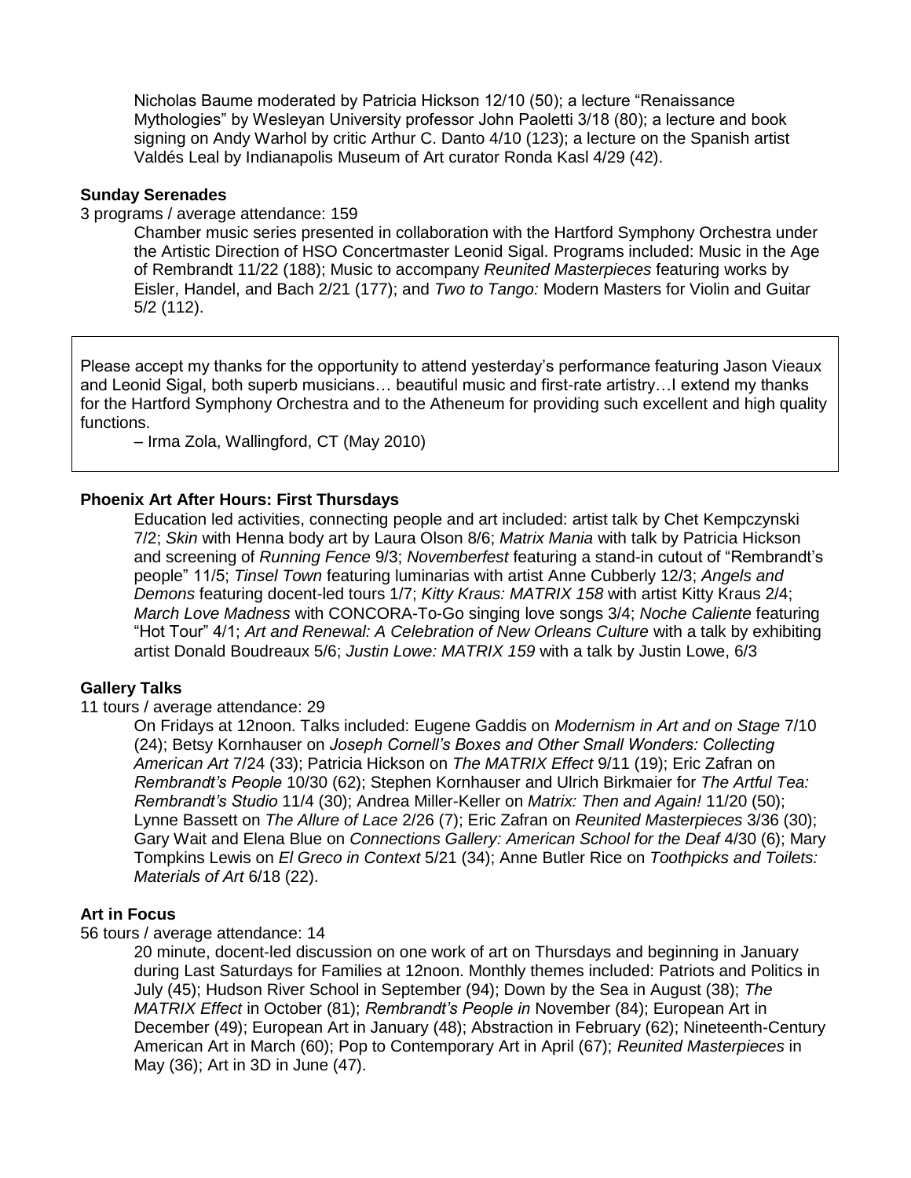Nicholas Baume moderated by Patricia Hickson 12/10 (50); a lecture "Renaissance Mythologies" by Wesleyan University professor John Paoletti 3/18 (80); a lecture and book signing on Andy Warhol by critic Arthur C. Danto 4/10 (123); a lecture on the Spanish artist Valdés Leal by Indianapolis Museum of Art curator Ronda Kasl 4/29 (42).

**Sunday Serenades**

3 programs / average attendance: 159

Chamber music series presented in collaboration with the Hartford Symphony Orchestra under the Artistic Direction of HSO Concertmaster Leonid Sigal. Programs included: Music in the Age of Rembrandt 11/22 (188); Music to accompany *Reunited Masterpieces* featuring works by Eisler, Handel, and Bach 2/21 (177); and *Two to Tango:* Modern Masters for Violin and Guitar 5/2 (112).

> Please accept my thanks for the opportunity to attend yesterday's performance featuring Jason Vieaux and Leonid Sigal, both superb musicians… beautiful music and first-rate artistry…I extend my thanks for the Hartford Symphony Orchestra and to the Atheneum for providing such excellent and high quality functions.
>
> – Irma Zola, Wallingford, CT (May 2010)

**Phoenix Art After Hours: First Thursdays**

Education led activities, connecting people and art included: artist talk by Chet Kempczynski 7/2; *Skin* with Henna body art by Laura Olson 8/6; *Matrix Mania* with talk by Patricia Hickson and screening of *Running Fence* 9/3; *Novemberfest* featuring a stand-in cutout of "Rembrandt's people" 11/5; *Tinsel Town* featuring luminarias with artist Anne Cubberly 12/3; *Angels and Demons* featuring docent-led tours 1/7; *Kitty Kraus: MATRIX 158* with artist Kitty Kraus 2/4; *March Love Madness* with CONCORA-To-Go singing love songs 3/4; *Noche Caliente* featuring "Hot Tour" 4/1; *Art and Renewal: A Celebration of New Orleans Culture* with a talk by exhibiting artist Donald Boudreaux 5/6; *Justin Lowe: MATRIX 159* with a talk by Justin Lowe, 6/3

**Gallery Talks**

11 tours / average attendance: 29

On Fridays at 12noon. Talks included: Eugene Gaddis on *Modernism in Art and on Stage* 7/10 (24); Betsy Kornhauser on *Joseph Cornell's Boxes and Other Small Wonders: Collecting American Art* 7/24 (33); Patricia Hickson on *The MATRIX Effect* 9/11 (19); Eric Zafran on *Rembrandt's People* 10/30 (62); Stephen Kornhauser and Ulrich Birkmaier for *The Artful Tea: Rembrandt's Studio* 11/4 (30); Andrea Miller-Keller on *Matrix: Then and Again!* 11/20 (50); Lynne Bassett on *The Allure of Lace* 2/26 (7); Eric Zafran on *Reunited Masterpieces* 3/36 (30); Gary Wait and Elena Blue on *Connections Gallery: American School for the Deaf* 4/30 (6); Mary Tompkins Lewis on *El Greco in Context* 5/21 (34); Anne Butler Rice on *Toothpicks and Toilets: Materials of Art* 6/18 (22).

**Art in Focus**

56 tours / average attendance: 14

20 minute, docent-led discussion on one work of art on Thursdays and beginning in January during Last Saturdays for Families at 12noon. Monthly themes included: Patriots and Politics in July (45); Hudson River School in September (94); Down by the Sea in August (38); *The MATRIX Effect* in October (81); *Rembrandt's People in* November (84); European Art in December (49); European Art in January (48); Abstraction in February (62); Nineteenth-Century American Art in March (60); Pop to Contemporary Art in April (67); *Reunited Masterpieces* in May (36); Art in 3D in June (47).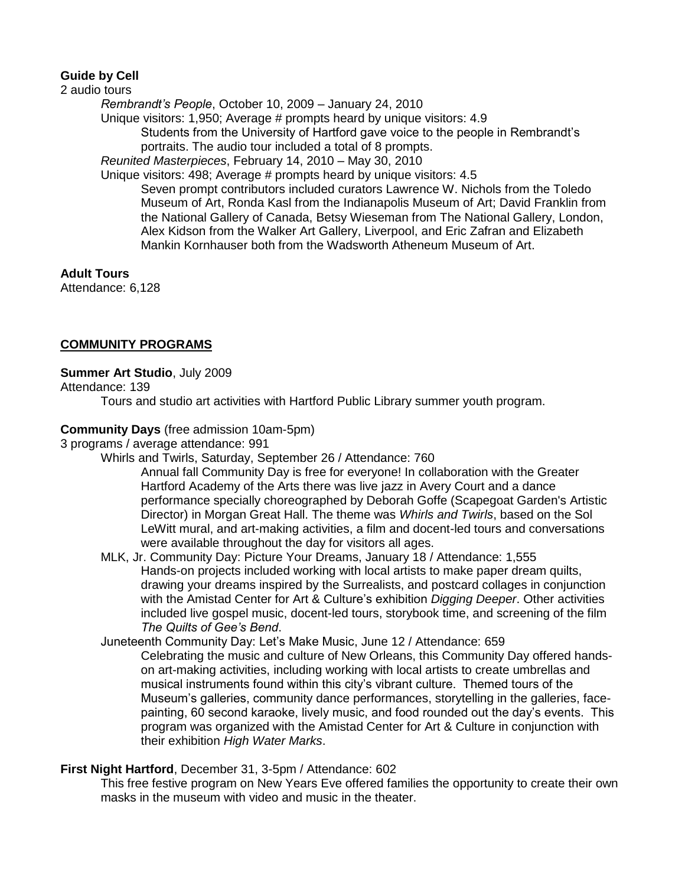**Guide by Cell**

2 audio tours

*Rembrandt's People*, October 10, 2009 – January 24, 2010

Unique visitors: 1,950; Average # prompts heard by unique visitors: 4.9

Students from the University of Hartford gave voice to the people in Rembrandt's portraits. The audio tour included a total of 8 prompts.

*Reunited Masterpieces*, February 14, 2010 – May 30, 2010

Unique visitors: 498; Average # prompts heard by unique visitors: 4.5

Seven prompt contributors included curators Lawrence W. Nichols from the Toledo Museum of Art, Ronda Kasl from the Indianapolis Museum of Art; David Franklin from the National Gallery of Canada, Betsy Wieseman from The National Gallery, London, Alex Kidson from the Walker Art Gallery, Liverpool, and Eric Zafran and Elizabeth Mankin Kornhauser both from the Wadsworth Atheneum Museum of Art.

**Adult Tours**

Attendance: 6,128

## COMMUNITY PROGRAMS

**Summer Art Studio**, July 2009

Attendance: 139

Tours and studio art activities with Hartford Public Library summer youth program.

**Community Days** (free admission 10am-5pm)

3 programs / average attendance: 991

Whirls and Twirls, Saturday, September 26 / Attendance: 760

Annual fall Community Day is free for everyone! In collaboration with the Greater Hartford Academy of the Arts there was live jazz in Avery Court and a dance performance specially choreographed by Deborah Goffe (Scapegoat Garden's Artistic Director) in Morgan Great Hall. The theme was *Whirls and Twirls*, based on the Sol LeWitt mural, and art-making activities, a film and docent-led tours and conversations were available throughout the day for visitors all ages.

MLK, Jr. Community Day: Picture Your Dreams, January 18 / Attendance: 1,555

Hands-on projects included working with local artists to make paper dream quilts, drawing your dreams inspired by the Surrealists, and postcard collages in conjunction with the Amistad Center for Art & Culture's exhibition *Digging Deeper*. Other activities included live gospel music, docent-led tours, storybook time, and screening of the film *The Quilts of Gee's Bend*.

Juneteenth Community Day: Let's Make Music, June 12 / Attendance: 659

Celebrating the music and culture of New Orleans, this Community Day offered hands-on art-making activities, including working with local artists to create umbrellas and musical instruments found within this city's vibrant culture. Themed tours of the Museum's galleries, community dance performances, storytelling in the galleries, face-painting, 60 second karaoke, lively music, and food rounded out the day's events. This program was organized with the Amistad Center for Art & Culture in conjunction with their exhibition *High Water Marks*.

**First Night Hartford**, December 31, 3-5pm / Attendance: 602

This free festive program on New Years Eve offered families the opportunity to create their own masks in the museum with video and music in the theater.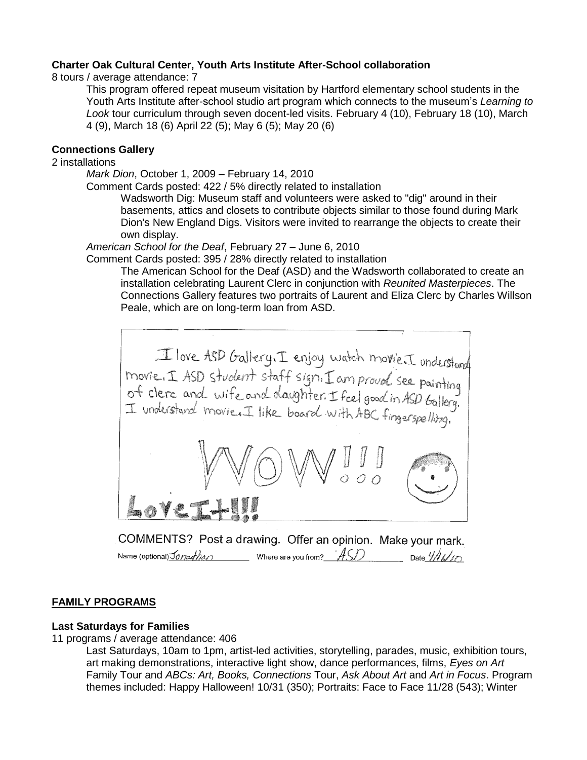**Charter Oak Cultural Center, Youth Arts Institute After-School collaboration**

8 tours / average attendance: 7

This program offered repeat museum visitation by Hartford elementary school students in the Youth Arts Institute after-school studio art program which connects to the museum's *Learning to Look* tour curriculum through seven docent-led visits. February 4 (10), February 18 (10), March 4 (9), March 18 (6) April 22 (5); May 6 (5); May 20 (6)

**Connections Gallery**

2 installations

*Mark Dion*, October 1, 2009 – February 14, 2010

Comment Cards posted: 422 / 5% directly related to installation

Wadsworth Dig: Museum staff and volunteers were asked to "dig" around in their basements, attics and closets to contribute objects similar to those found during Mark Dion's New England Digs. Visitors were invited to rearrange the objects to create their own display.

*American School for the Deaf*, February 27 – June 6, 2010

Comment Cards posted: 395 / 28% directly related to installation

The American School for the Deaf (ASD) and the Wadsworth collaborated to create an installation celebrating Laurent Clerc in conjunction with *Reunited Masterpieces*. The Connections Gallery features two portraits of Laurent and Eliza Clerc by Charles Willson Peale, which are on long-term loan from ASD.

> I love ASD Gallery. I enjoy watch movie. I understand movie. I ASD student staff sign. I am proud see painting of clerc and wife and daughter. I feel good in ASD Gallery. I understand movie. I like board with ABC fingerspelling.
>
> WOW!!!
>
> Love It!!!
>
> COMMENTS? Post a drawing. Offer an opinion. Make your mark.
>
> Name (optional) Jonathan Where are you from? ASD Date 4/16/10

## FAMILY PROGRAMS

**Last Saturdays for Families**

11 programs / average attendance: 406

Last Saturdays, 10am to 1pm, artist-led activities, storytelling, parades, music, exhibition tours, art making demonstrations, interactive light show, dance performances, films, *Eyes on Art* Family Tour and *ABCs: Art, Books, Connections* Tour, *Ask About Art* and *Art in Focus*. Program themes included: Happy Halloween! 10/31 (350); Portraits: Face to Face 11/28 (543); Winter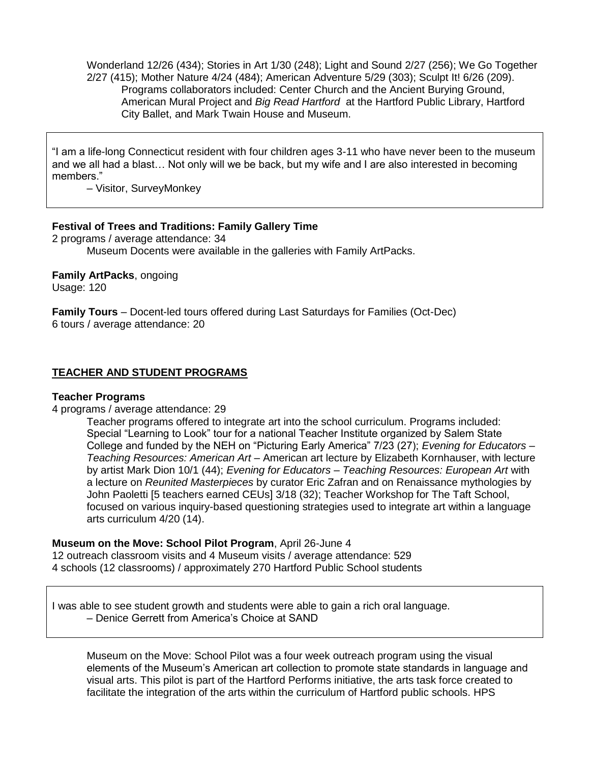Wonderland 12/26 (434); Stories in Art 1/30 (248); Light and Sound 2/27 (256); We Go Together 2/27 (415); Mother Nature 4/24 (484); American Adventure 5/29 (303); Sculpt It! 6/26 (209).

Programs collaborators included: Center Church and the Ancient Burying Ground, American Mural Project and *Big Read Hartford* at the Hartford Public Library, Hartford City Ballet, and Mark Twain House and Museum.

> "I am a life-long Connecticut resident with four children ages 3-11 who have never been to the museum and we all had a blast… Not only will we be back, but my wife and I are also interested in becoming members."
>
> – Visitor, SurveyMonkey

**Festival of Trees and Traditions: Family Gallery Time**
2 programs / average attendance: 34

Museum Docents were available in the galleries with Family ArtPacks.

**Family ArtPacks**, ongoing
Usage: 120

**Family Tours** – Docent-led tours offered during Last Saturdays for Families (Oct-Dec)
6 tours / average attendance: 20

## TEACHER AND STUDENT PROGRAMS

**Teacher Programs**
4 programs / average attendance: 29

Teacher programs offered to integrate art into the school curriculum. Programs included: Special "Learning to Look" tour for a national Teacher Institute organized by Salem State College and funded by the NEH on "Picturing Early America" 7/23 (27); *Evening for Educators – Teaching Resources: American Art* – American art lecture by Elizabeth Kornhauser, with lecture by artist Mark Dion 10/1 (44); *Evening for Educators – Teaching Resources: European Art* with a lecture on *Reunited Masterpieces* by curator Eric Zafran and on Renaissance mythologies by John Paoletti [5 teachers earned CEUs] 3/18 (32); Teacher Workshop for The Taft School, focused on various inquiry-based questioning strategies used to integrate art within a language arts curriculum 4/20 (14).

**Museum on the Move: School Pilot Program**, April 26-June 4
12 outreach classroom visits and 4 Museum visits / average attendance: 529
4 schools (12 classrooms) / approximately 270 Hartford Public School students

> I was able to see student growth and students were able to gain a rich oral language.
>
> – Denice Gerrett from America's Choice at SAND

Museum on the Move: School Pilot was a four week outreach program using the visual elements of the Museum's American art collection to promote state standards in language and visual arts. This pilot is part of the Hartford Performs initiative, the arts task force created to facilitate the integration of the arts within the curriculum of Hartford public schools. HPS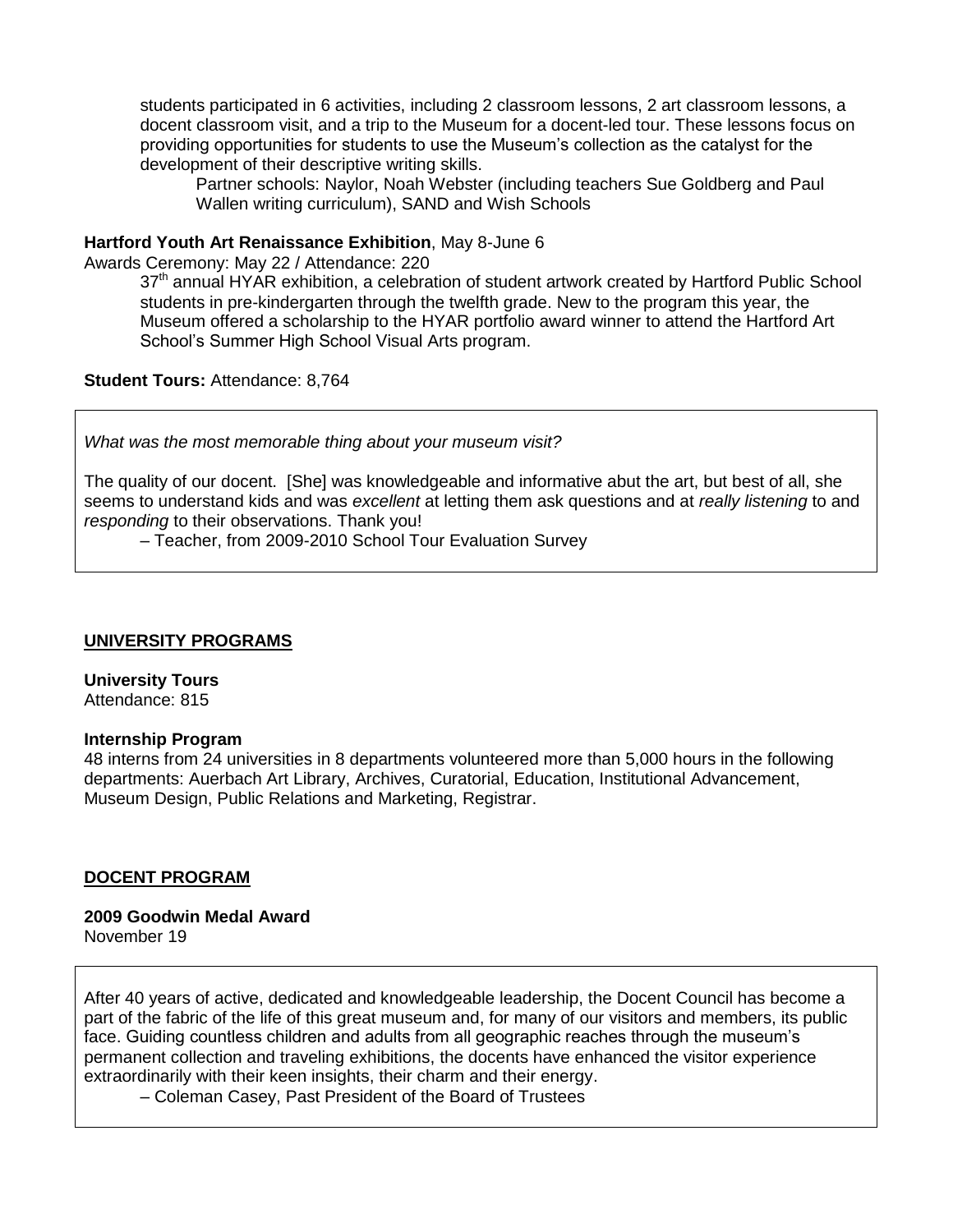students participated in 6 activities, including 2 classroom lessons, 2 art classroom lessons, a docent classroom visit, and a trip to the Museum for a docent-led tour. These lessons focus on providing opportunities for students to use the Museum's collection as the catalyst for the development of their descriptive writing skills.

Partner schools: Naylor, Noah Webster (including teachers Sue Goldberg and Paul Wallen writing curriculum), SAND and Wish Schools

**Hartford Youth Art Renaissance Exhibition**, May 8-June 6

Awards Ceremony: May 22 / Attendance: 220

37th annual HYAR exhibition, a celebration of student artwork created by Hartford Public School students in pre-kindergarten through the twelfth grade. New to the program this year, the Museum offered a scholarship to the HYAR portfolio award winner to attend the Hartford Art School's Summer High School Visual Arts program.

**Student Tours:** Attendance: 8,764

> *What was the most memorable thing about your museum visit?*
>
> The quality of our docent. [She] was knowledgeable and informative abut the art, but best of all, she seems to understand kids and was *excellent* at letting them ask questions and at *really listening* to and *responding* to their observations. Thank you!
>
> – Teacher, from 2009-2010 School Tour Evaluation Survey

## UNIVERSITY PROGRAMS

**University Tours**

Attendance: 815

**Internship Program**

48 interns from 24 universities in 8 departments volunteered more than 5,000 hours in the following departments: Auerbach Art Library, Archives, Curatorial, Education, Institutional Advancement, Museum Design, Public Relations and Marketing, Registrar.

## DOCENT PROGRAM

**2009 Goodwin Medal Award**

November 19

> After 40 years of active, dedicated and knowledgeable leadership, the Docent Council has become a part of the fabric of the life of this great museum and, for many of our visitors and members, its public face. Guiding countless children and adults from all geographic reaches through the museum's permanent collection and traveling exhibitions, the docents have enhanced the visitor experience extraordinarily with their keen insights, their charm and their energy.
>
> – Coleman Casey, Past President of the Board of Trustees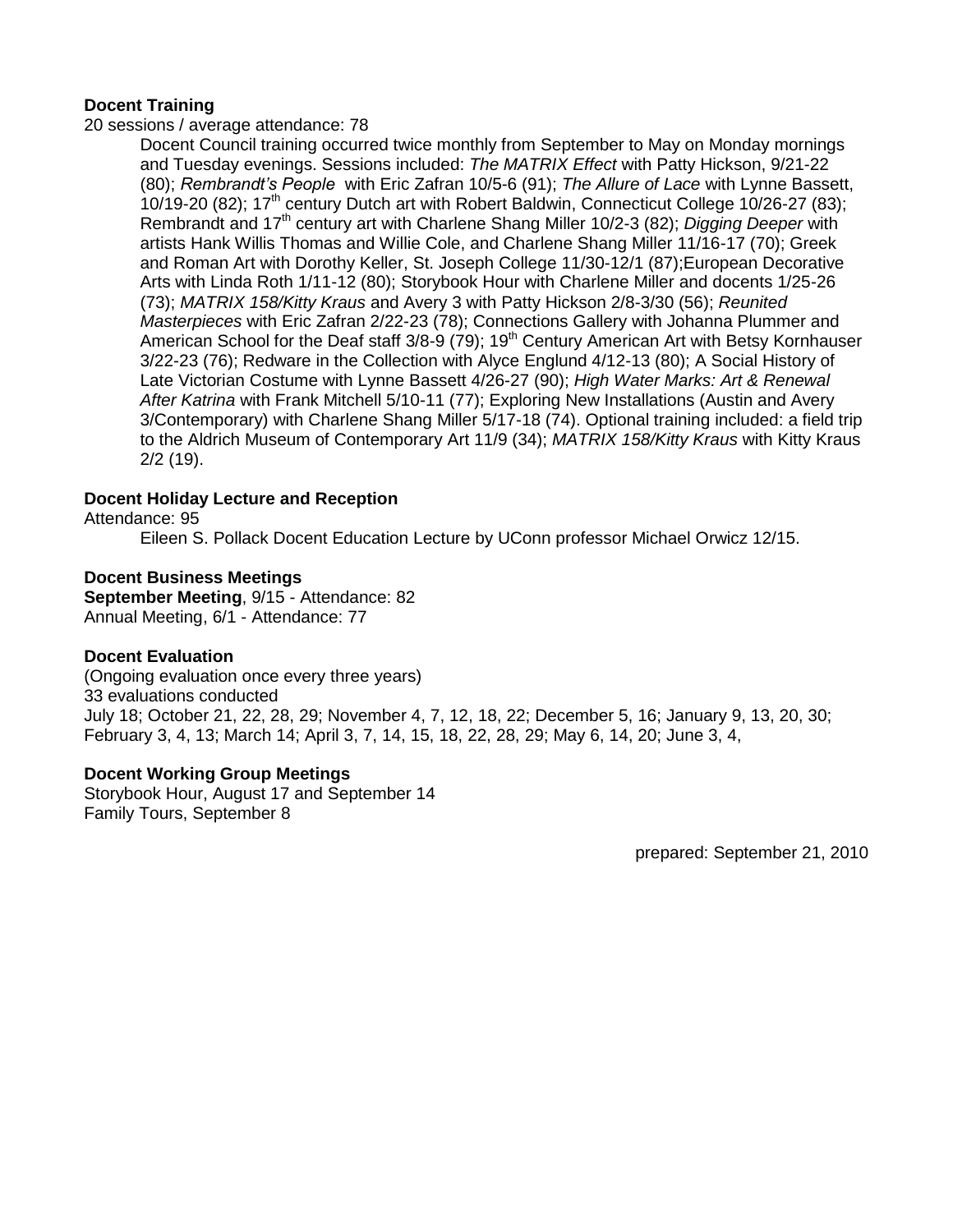**Docent Training**

20 sessions / average attendance: 78

Docent Council training occurred twice monthly from September to May on Monday mornings and Tuesday evenings. Sessions included: *The MATRIX Effect* with Patty Hickson, 9/21-22 (80); *Rembrandt's People* with Eric Zafran 10/5-6 (91); *The Allure of Lace* with Lynne Bassett, 10/19-20 (82); 17th century Dutch art with Robert Baldwin, Connecticut College 10/26-27 (83); Rembrandt and 17th century art with Charlene Shang Miller 10/2-3 (82); *Digging Deeper* with artists Hank Willis Thomas and Willie Cole, and Charlene Shang Miller 11/16-17 (70); Greek and Roman Art with Dorothy Keller, St. Joseph College 11/30-12/1 (87);European Decorative Arts with Linda Roth 1/11-12 (80); Storybook Hour with Charlene Miller and docents 1/25-26 (73); *MATRIX 158/Kitty Kraus* and Avery 3 with Patty Hickson 2/8-3/30 (56); *Reunited Masterpieces* with Eric Zafran 2/22-23 (78); Connections Gallery with Johanna Plummer and American School for the Deaf staff 3/8-9 (79); 19th Century American Art with Betsy Kornhauser 3/22-23 (76); Redware in the Collection with Alyce Englund 4/12-13 (80); A Social History of Late Victorian Costume with Lynne Bassett 4/26-27 (90); *High Water Marks: Art & Renewal After Katrina* with Frank Mitchell 5/10-11 (77); Exploring New Installations (Austin and Avery 3/Contemporary) with Charlene Shang Miller 5/17-18 (74). Optional training included: a field trip to the Aldrich Museum of Contemporary Art 11/9 (34); *MATRIX 158/Kitty Kraus* with Kitty Kraus 2/2 (19).

**Docent Holiday Lecture and Reception**

Attendance: 95

Eileen S. Pollack Docent Education Lecture by UConn professor Michael Orwicz 12/15.

**Docent Business Meetings**

**September Meeting**, 9/15 - Attendance: 82
Annual Meeting, 6/1 - Attendance: 77

**Docent Evaluation**

(Ongoing evaluation once every three years)
33 evaluations conducted
July 18; October 21, 22, 28, 29; November 4, 7, 12, 18, 22; December 5, 16; January 9, 13, 20, 30; February 3, 4, 13; March 14; April 3, 7, 14, 15, 18, 22, 28, 29; May 6, 14, 20; June 3, 4,

**Docent Working Group Meetings**

Storybook Hour, August 17 and September 14
Family Tours, September 8

prepared: September 21, 2010